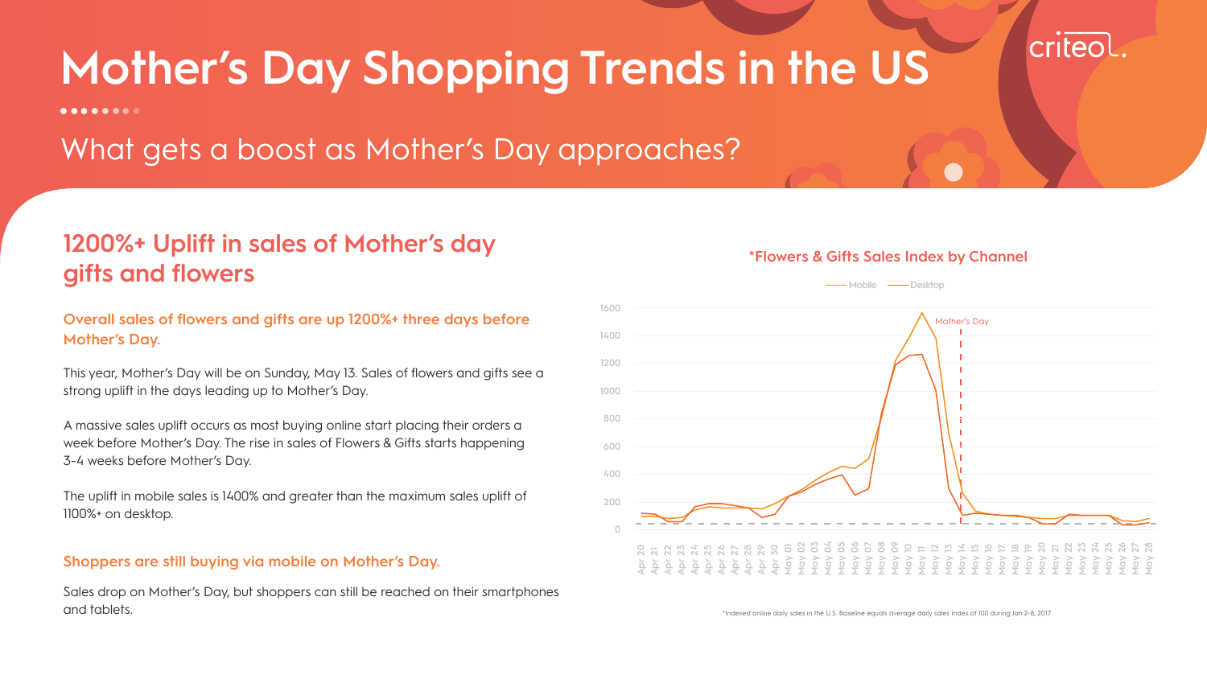# Mother's Day Shopping Trends in the US

## What gets a boost as Mother's Day approaches?

## 1200%+ Uplift in sales of Mother's day gifts and flowers

### Overall sales of flowers and gifts are up 1200%+ three days before Mother's Day.

This year, Mother's Day will be on Sunday, May 13. Sales of flowers and gifts see a strong uplift in the days leading up to Mother's Day.

A massive sales uplift occurs as most buying online start placing their orders a week before Mother's Day. The rise in sales of Flowers & Gifts starts happening 3-4 weeks before Mother's Day.

The uplift in mobile sales is 1400% and greater than the maximum sales uplift of 1100%+ on desktop.

### Shoppers are still buying via mobile on Mother's Day.

Sales drop on Mother's Day, but shoppers can still be reached on their smartphones and tablets.

**\*Flowers & Gifts Sales Index by Channel**

Mobile — Desktop

Mother's Day

*Indexed online daily sales in the U.S. Baseline equals average daily sales Index of 100 during Jan 2-8, 2017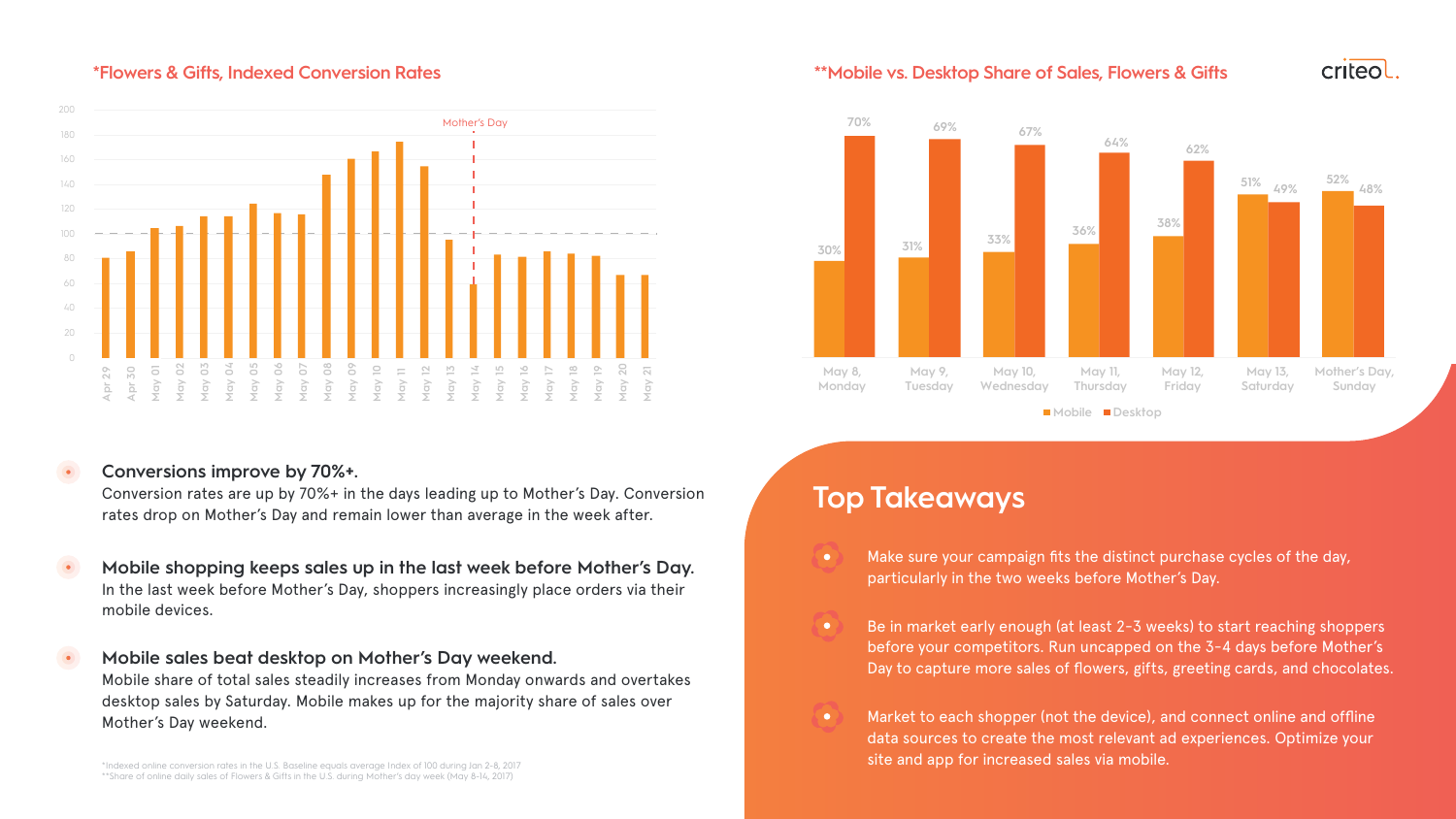## *Flowers & Gifts, Indexed Conversion Rates

200
180
160
140
120
100
80
60
40
20
0

Mother's Day

Apr 29 Apr 30 May 01 May 02 May 03 May 04 May 05 May 06 May 07 May 08 May 09 May 10 May 11 May 12 May 13 May 14 May 15 May 16 May 17 May 18 May 19 May 20 May 21

## **Mobile vs. Desktop Share of Sales, Flowers & Gifts

criteo.

30% 70%
31% 69%
33% 67%
36% 64%
38% 62%
51% 49%
52% 48%

May 8, Monday
May 9, Tuesday
May 10, Wednesday
May 11, Thursday
May 12, Friday
May 13, Saturday
Mother's Day, Sunday

Mobile Desktop

**Conversions improve by 70%+.**
Conversion rates are up by 70%+ in the days leading up to Mother's Day. Conversion rates drop on Mother's Day and remain lower than average in the week after.

**Mobile shopping keeps sales up in the last week before Mother's Day.**
In the last week before Mother's Day, shoppers increasingly place orders via their mobile devices.

**Mobile sales beat desktop on Mother's Day weekend.**
Mobile share of total sales steadily increases from Monday onwards and overtakes desktop sales by Saturday. Mobile makes up for the majority share of sales over Mother's Day weekend.

## Top Takeaways

- Make sure your campaign fits the distinct purchase cycles of the day, particularly in the two weeks before Mother's Day.
- Be in market early enough (at least 2-3 weeks) to start reaching shoppers before your competitors. Run uncapped on the 3-4 days before Mother's Day to capture more sales of flowers, gifts, greeting cards, and chocolates.
- Market to each shopper (not the device), and connect online and offline data sources to create the most relevant ad experiences. Optimize your site and app for increased sales via mobile.

*Indexed online conversion rates in the U.S. Baseline equals average Index of 100 during Jan 2-8, 2017
**Share of online daily sales of Flowers & Gifts in the U.S. during Mother's day week (May 8-14, 2017)